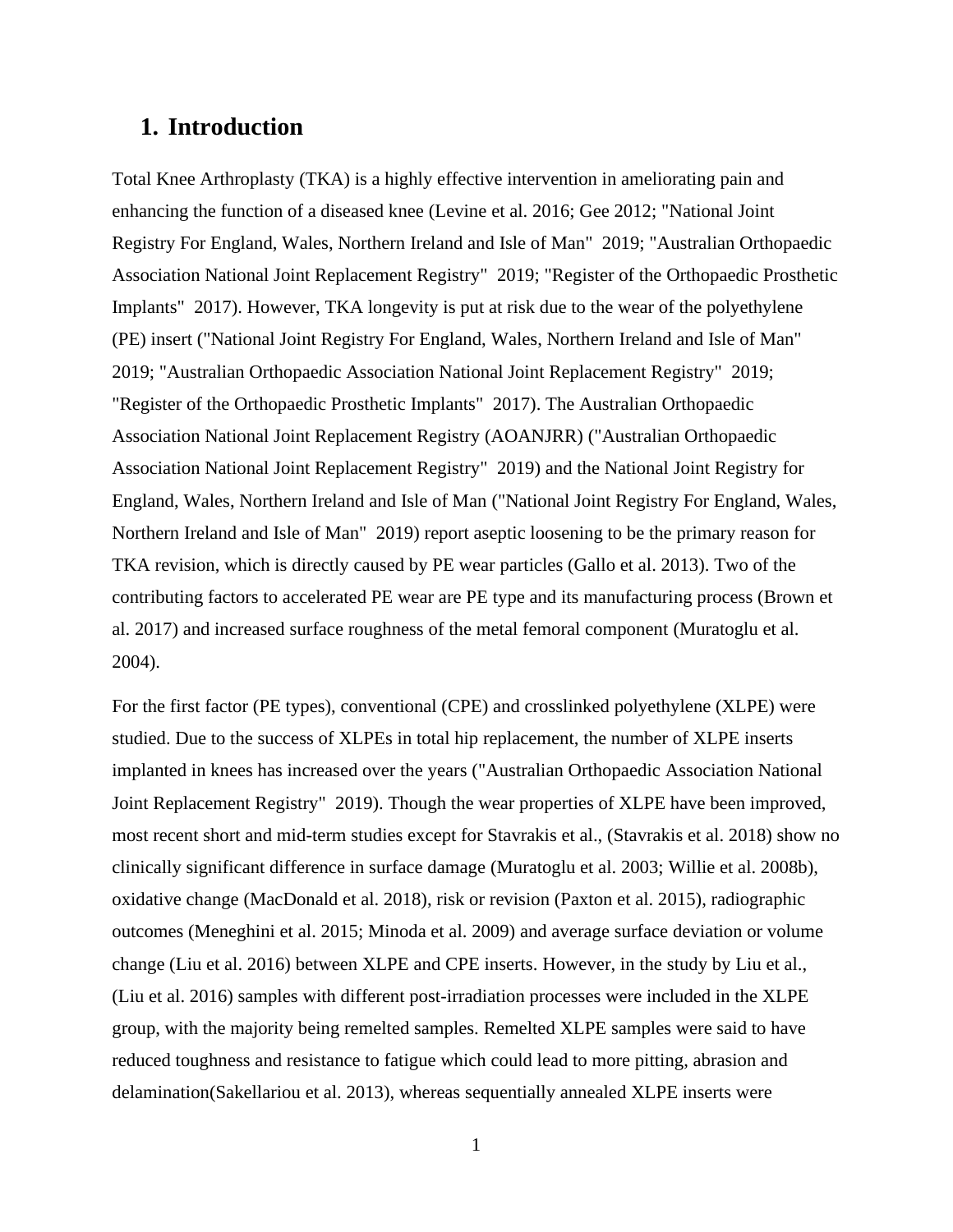# 1. Introduction

Total Knee Arthroplasty (TKA) is a highly effective intervention in ameliorating pain and enhancing the function of a diseased knee (Levine et al. 2016; Gee 2012; "National Joint Registry For England, Wales, Northern Ireland and Isle of Man" 2019; "Australian Orthopaedic Association National Joint Replacement Registry" 2019; "Register of the Orthopaedic Prosthetic Implants" 2017). However, TKA longevity is put at risk due to the wear of the polyethylene (PE) insert ("National Joint Registry For England, Wales, Northern Ireland and Isle of Man" 2019; "Australian Orthopaedic Association National Joint Replacement Registry" 2019; "Register of the Orthopaedic Prosthetic Implants" 2017). The Australian Orthopaedic Association National Joint Replacement Registry (AOANJRR) ("Australian Orthopaedic Association National Joint Replacement Registry" 2019) and the National Joint Registry for England, Wales, Northern Ireland and Isle of Man ("National Joint Registry For England, Wales, Northern Ireland and Isle of Man" 2019) report aseptic loosening to be the primary reason for TKA revision, which is directly caused by PE wear particles (Gallo et al. 2013). Two of the contributing factors to accelerated PE wear are PE type and its manufacturing process (Brown et al. 2017) and increased surface roughness of the metal femoral component (Muratoglu et al. 2004).

For the first factor (PE types), conventional (CPE) and crosslinked polyethylene (XLPE) were studied. Due to the success of XLPEs in total hip replacement, the number of XLPE inserts implanted in knees has increased over the years ("Australian Orthopaedic Association National Joint Replacement Registry" 2019). Though the wear properties of XLPE have been improved, most recent short and mid-term studies except for Stavrakis et al., (Stavrakis et al. 2018) show no clinically significant difference in surface damage (Muratoglu et al. 2003; Willie et al. 2008b), oxidative change (MacDonald et al. 2018), risk or revision (Paxton et al. 2015), radiographic outcomes (Meneghini et al. 2015; Minoda et al. 2009) and average surface deviation or volume change (Liu et al. 2016) between XLPE and CPE inserts. However, in the study by Liu et al., (Liu et al. 2016) samples with different post-irradiation processes were included in the XLPE group, with the majority being remelted samples. Remelted XLPE samples were said to have reduced toughness and resistance to fatigue which could lead to more pitting, abrasion and delamination(Sakellariou et al. 2013), whereas sequentially annealed XLPE inserts were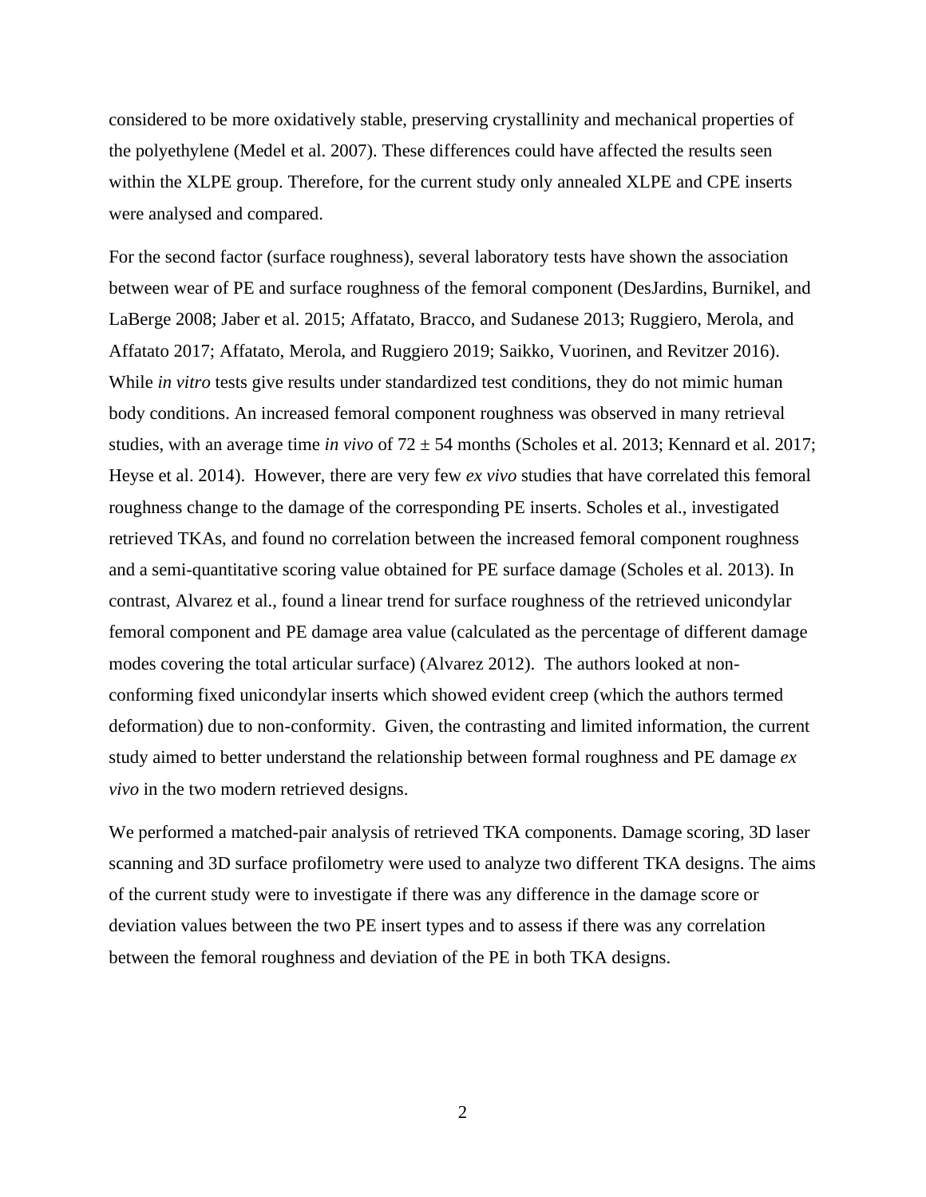considered to be more oxidatively stable, preserving crystallinity and mechanical properties of the polyethylene (Medel et al. 2007). These differences could have affected the results seen within the XLPE group. Therefore, for the current study only annealed XLPE and CPE inserts were analysed and compared.

For the second factor (surface roughness), several laboratory tests have shown the association between wear of PE and surface roughness of the femoral component (DesJardins, Burnikel, and LaBerge 2008; Jaber et al. 2015; Affatato, Bracco, and Sudanese 2013; Ruggiero, Merola, and Affatato 2017; Affatato, Merola, and Ruggiero 2019; Saikko, Vuorinen, and Revitzer 2016). While *in vitro* tests give results under standardized test conditions, they do not mimic human body conditions. An increased femoral component roughness was observed in many retrieval studies, with an average time *in vivo* of 72 ± 54 months (Scholes et al. 2013; Kennard et al. 2017; Heyse et al. 2014). However, there are very few *ex vivo* studies that have correlated this femoral roughness change to the damage of the corresponding PE inserts. Scholes et al., investigated retrieved TKAs, and found no correlation between the increased femoral component roughness and a semi-quantitative scoring value obtained for PE surface damage (Scholes et al. 2013). In contrast, Alvarez et al., found a linear trend for surface roughness of the retrieved unicondylar femoral component and PE damage area value (calculated as the percentage of different damage modes covering the total articular surface) (Alvarez 2012). The authors looked at non-conforming fixed unicondylar inserts which showed evident creep (which the authors termed deformation) due to non-conformity. Given, the contrasting and limited information, the current study aimed to better understand the relationship between formal roughness and PE damage *ex vivo* in the two modern retrieved designs.

We performed a matched-pair analysis of retrieved TKA components. Damage scoring, 3D laser scanning and 3D surface profilometry were used to analyze two different TKA designs. The aims of the current study were to investigate if there was any difference in the damage score or deviation values between the two PE insert types and to assess if there was any correlation between the femoral roughness and deviation of the PE in both TKA designs.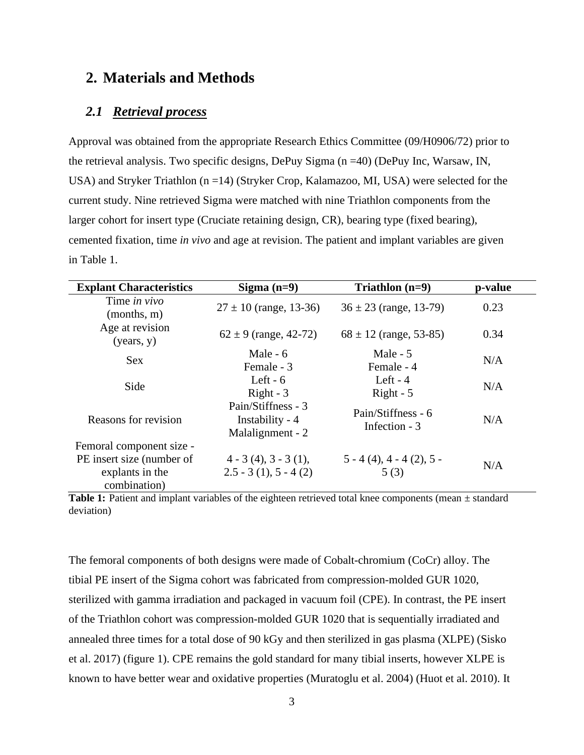## 2. Materials and Methods

### *2.1 Retrieval process*

Approval was obtained from the appropriate Research Ethics Committee (09/H0906/72) prior to the retrieval analysis. Two specific designs, DePuy Sigma (n =40) (DePuy Inc, Warsaw, IN, USA) and Stryker Triathlon (n =14) (Stryker Crop, Kalamazoo, MI, USA) were selected for the current study. Nine retrieved Sigma were matched with nine Triathlon components from the larger cohort for insert type (Cruciate retaining design, CR), bearing type (fixed bearing), cemented fixation, time *in vivo* and age at revision. The patient and implant variables are given in Table 1.

| Explant Characteristics | Sigma (n=9) | Triathlon (n=9) | p-value |
|---|---|---|---|
| Time *in vivo* (months, m) | 27 ± 10 (range, 13-36) | 36 ± 23 (range, 13-79) | 0.23 |
| Age at revision (years, y) | 62 ± 9 (range, 42-72) | 68 ± 12 (range, 53-85) | 0.34 |
| Sex | Male - 6<br>Female - 3 | Male - 5<br>Female - 4 | N/A |
| Side | Left - 6<br>Right - 3 | Left - 4<br>Right - 5 | N/A |
| Reasons for revision | Pain/Stiffness - 3<br>Instability - 4<br>Malalignment - 2 | Pain/Stiffness - 6<br>Infection - 3 | N/A |
| Femoral component size - PE insert size (number of explants in the combination) | 4 - 3 (4), 3 - 3 (1), 2.5 - 3 (1), 5 - 4 (2) | 5 - 4 (4), 4 - 4 (2), 5 - 5 (3) | N/A |

**Table 1:** Patient and implant variables of the eighteen retrieved total knee components (mean ± standard deviation)

The femoral components of both designs were made of Cobalt-chromium (CoCr) alloy. The tibial PE insert of the Sigma cohort was fabricated from compression-molded GUR 1020, sterilized with gamma irradiation and packaged in vacuum foil (CPE). In contrast, the PE insert of the Triathlon cohort was compression-molded GUR 1020 that is sequentially irradiated and annealed three times for a total dose of 90 kGy and then sterilized in gas plasma (XLPE) (Sisko et al. 2017) (figure 1). CPE remains the gold standard for many tibial inserts, however XLPE is known to have better wear and oxidative properties (Muratoglu et al. 2004) (Huot et al. 2010). It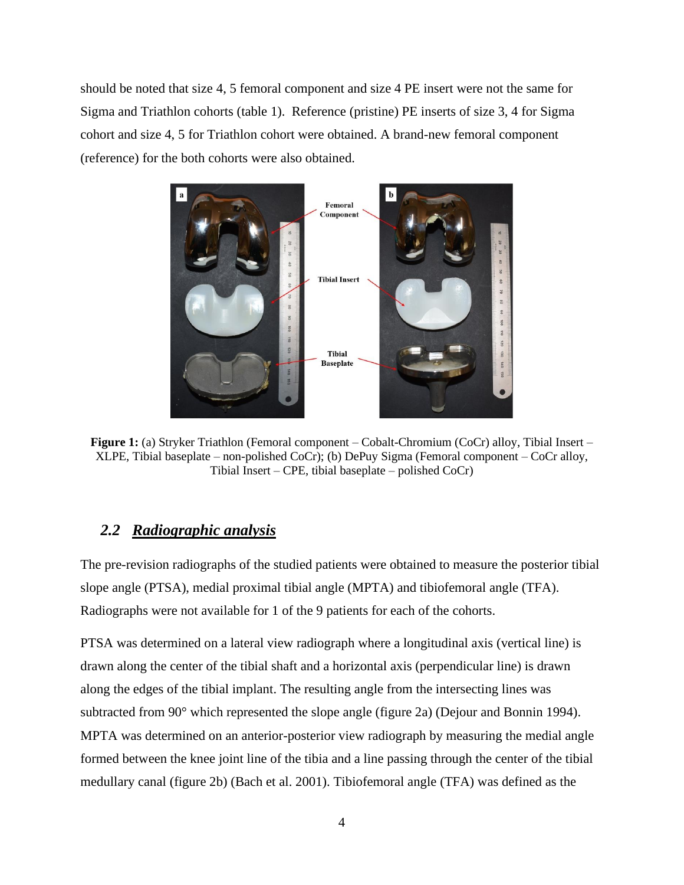should be noted that size 4, 5 femoral component and size 4 PE insert were not the same for Sigma and Triathlon cohorts (table 1). Reference (pristine) PE inserts of size 3, 4 for Sigma cohort and size 4, 5 for Triathlon cohort were obtained. A brand-new femoral component (reference) for the both cohorts were also obtained.

**Figure 1:** (a) Stryker Triathlon (Femoral component – Cobalt-Chromium (CoCr) alloy, Tibial Insert – XLPE, Tibial baseplate – non-polished CoCr); (b) DePuy Sigma (Femoral component – CoCr alloy, Tibial Insert – CPE, tibial baseplate – polished CoCr)

## *2.2 Radiographic analysis*

The pre-revision radiographs of the studied patients were obtained to measure the posterior tibial slope angle (PTSA), medial proximal tibial angle (MPTA) and tibiofemoral angle (TFA). Radiographs were not available for 1 of the 9 patients for each of the cohorts.

PTSA was determined on a lateral view radiograph where a longitudinal axis (vertical line) is drawn along the center of the tibial shaft and a horizontal axis (perpendicular line) is drawn along the edges of the tibial implant. The resulting angle from the intersecting lines was subtracted from 90° which represented the slope angle (figure 2a) (Dejour and Bonnin 1994). MPTA was determined on an anterior-posterior view radiograph by measuring the medial angle formed between the knee joint line of the tibia and a line passing through the center of the tibial medullary canal (figure 2b) (Bach et al. 2001). Tibiofemoral angle (TFA) was defined as the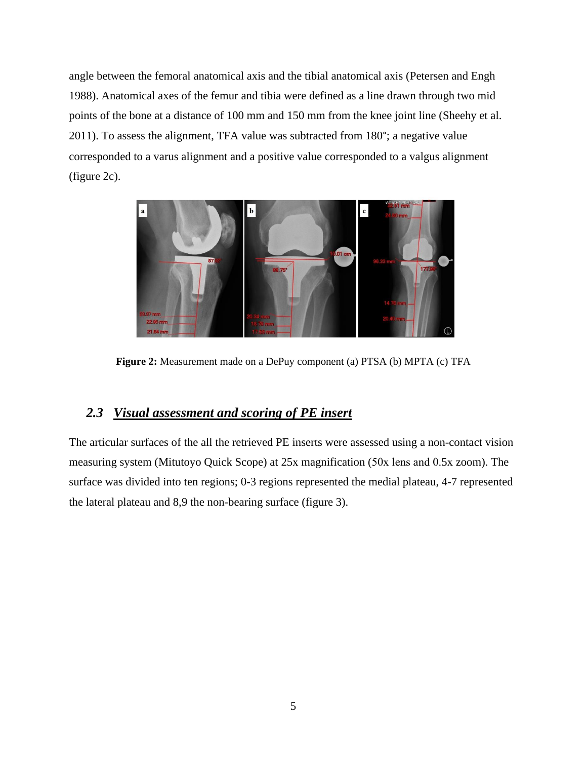angle between the femoral anatomical axis and the tibial anatomical axis (Petersen and Engh 1988). Anatomical axes of the femur and tibia were defined as a line drawn through two mid points of the bone at a distance of 100 mm and 150 mm from the knee joint line (Sheehy et al. 2011). To assess the alignment, TFA value was subtracted from 180°; a negative value corresponded to a varus alignment and a positive value corresponded to a valgus alignment (figure 2c).

**Figure 2:** Measurement made on a DePuy component (a) PTSA (b) MPTA (c) TFA

### 2.3 ***Visual assessment and scoring of PE insert***

The articular surfaces of the all the retrieved PE inserts were assessed using a non-contact vision measuring system (Mitutoyo Quick Scope) at 25x magnification (50x lens and 0.5x zoom). The surface was divided into ten regions; 0-3 regions represented the medial plateau, 4-7 represented the lateral plateau and 8,9 the non-bearing surface (figure 3).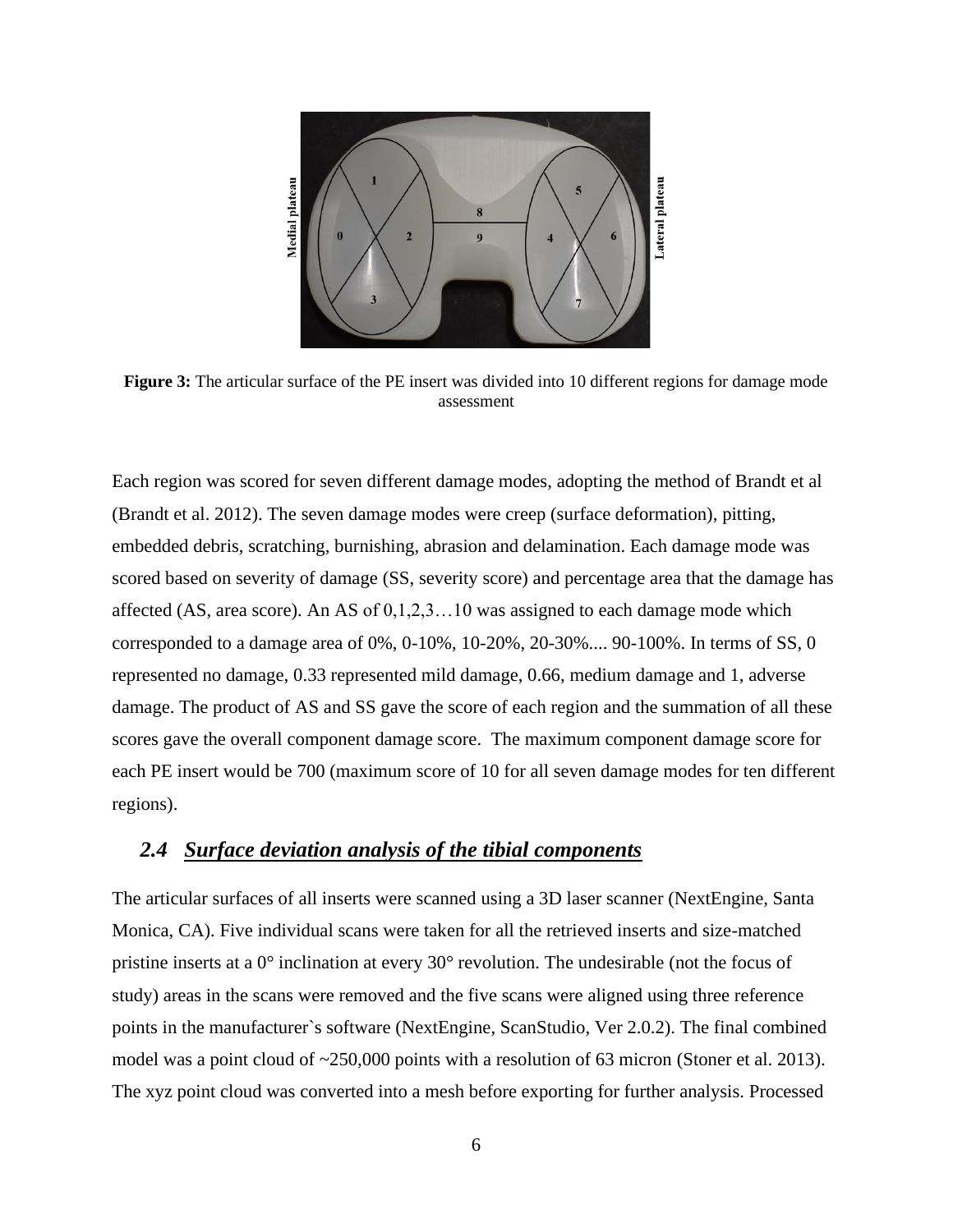**Figure 3:** The articular surface of the PE insert was divided into 10 different regions for damage mode assessment

Each region was scored for seven different damage modes, adopting the method of Brandt et al (Brandt et al. 2012). The seven damage modes were creep (surface deformation), pitting, embedded debris, scratching, burnishing, abrasion and delamination. Each damage mode was scored based on severity of damage (SS, severity score) and percentage area that the damage has affected (AS, area score). An AS of 0,1,2,3…10 was assigned to each damage mode which corresponded to a damage area of 0%, 0-10%, 10-20%, 20-30%.... 90-100%. In terms of SS, 0 represented no damage, 0.33 represented mild damage, 0.66, medium damage and 1, adverse damage. The product of AS and SS gave the score of each region and the summation of all these scores gave the overall component damage score. The maximum component damage score for each PE insert would be 700 (maximum score of 10 for all seven damage modes for ten different regions).

## *2.4 Surface deviation analysis of the tibial components*

The articular surfaces of all inserts were scanned using a 3D laser scanner (NextEngine, Santa Monica, CA). Five individual scans were taken for all the retrieved inserts and size-matched pristine inserts at a 0° inclination at every 30° revolution. The undesirable (not the focus of study) areas in the scans were removed and the five scans were aligned using three reference points in the manufacturer`s software (NextEngine, ScanStudio, Ver 2.0.2). The final combined model was a point cloud of ~250,000 points with a resolution of 63 micron (Stoner et al. 2013). The xyz point cloud was converted into a mesh before exporting for further analysis. Processed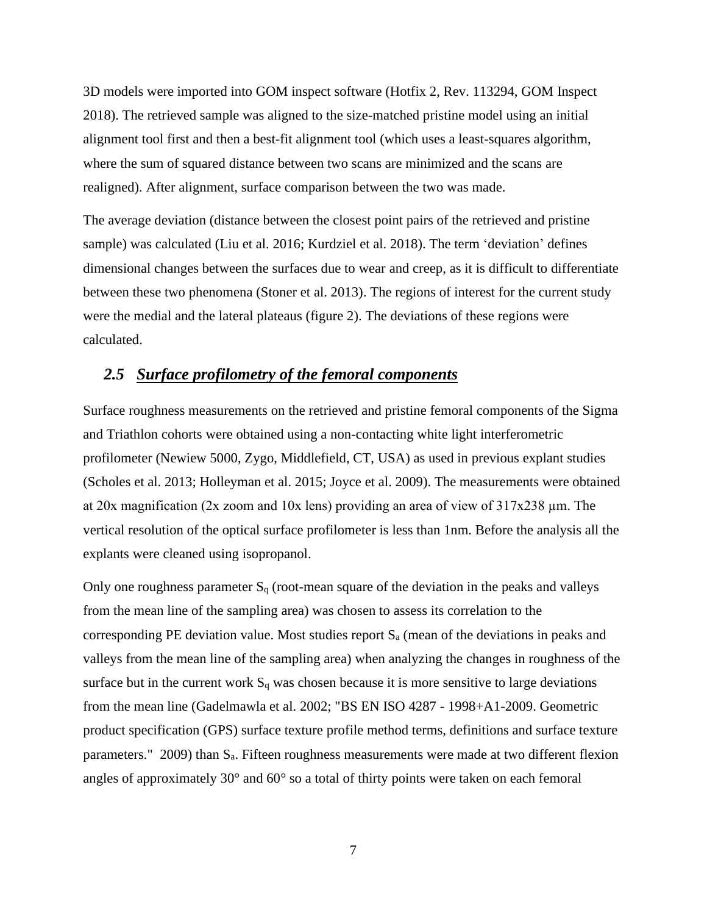3D models were imported into GOM inspect software (Hotfix 2, Rev. 113294, GOM Inspect 2018). The retrieved sample was aligned to the size-matched pristine model using an initial alignment tool first and then a best-fit alignment tool (which uses a least-squares algorithm, where the sum of squared distance between two scans are minimized and the scans are realigned). After alignment, surface comparison between the two was made.

The average deviation (distance between the closest point pairs of the retrieved and pristine sample) was calculated (Liu et al. 2016; Kurdziel et al. 2018). The term 'deviation' defines dimensional changes between the surfaces due to wear and creep, as it is difficult to differentiate between these two phenomena (Stoner et al. 2013). The regions of interest for the current study were the medial and the lateral plateaus (figure 2). The deviations of these regions were calculated.

## *2.5 Surface profilometry of the femoral components*

Surface roughness measurements on the retrieved and pristine femoral components of the Sigma and Triathlon cohorts were obtained using a non-contacting white light interferometric profilometer (Newiew 5000, Zygo, Middlefield, CT, USA) as used in previous explant studies (Scholes et al. 2013; Holleyman et al. 2015; Joyce et al. 2009). The measurements were obtained at 20x magnification (2x zoom and 10x lens) providing an area of view of 317x238 µm. The vertical resolution of the optical surface profilometer is less than 1nm. Before the analysis all the explants were cleaned using isopropanol.

Only one roughness parameter $S_q$ (root-mean square of the deviation in the peaks and valleys from the mean line of the sampling area) was chosen to assess its correlation to the corresponding PE deviation value. Most studies report $S_a$ (mean of the deviations in peaks and valleys from the mean line of the sampling area) when analyzing the changes in roughness of the surface but in the current work $S_q$ was chosen because it is more sensitive to large deviations from the mean line (Gadelmawla et al. 2002; "BS EN ISO 4287 - 1998+A1-2009. Geometric product specification (GPS) surface texture profile method terms, definitions and surface texture parameters." 2009) than $S_a$. Fifteen roughness measurements were made at two different flexion angles of approximately 30° and 60° so a total of thirty points were taken on each femoral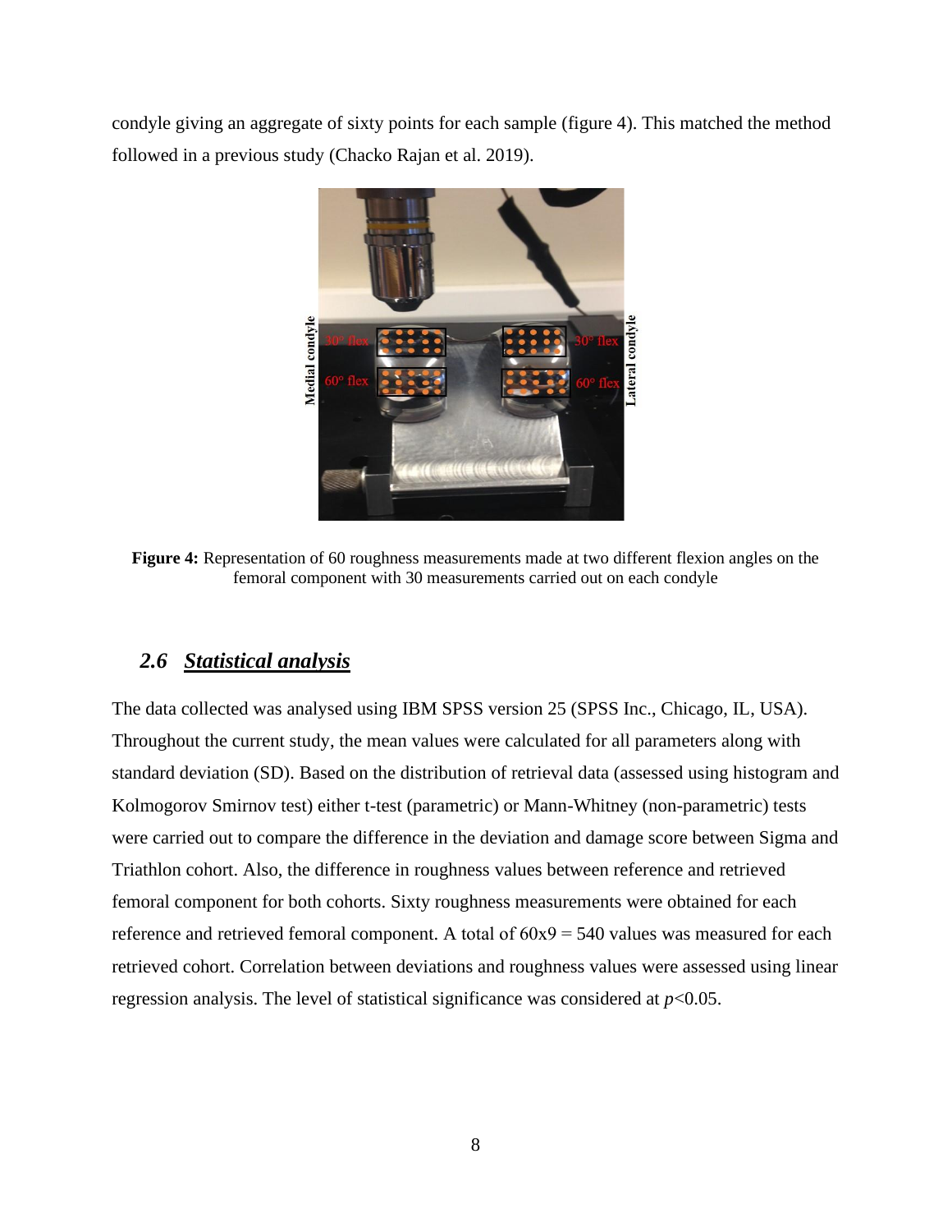condyle giving an aggregate of sixty points for each sample (figure 4). This matched the method followed in a previous study (Chacko Rajan et al. 2019).

**Figure 4:** Representation of 60 roughness measurements made at two different flexion angles on the femoral component with 30 measurements carried out on each condyle

## *2.6 Statistical analysis*

The data collected was analysed using IBM SPSS version 25 (SPSS Inc., Chicago, IL, USA). Throughout the current study, the mean values were calculated for all parameters along with standard deviation (SD). Based on the distribution of retrieval data (assessed using histogram and Kolmogorov Smirnov test) either t-test (parametric) or Mann-Whitney (non-parametric) tests were carried out to compare the difference in the deviation and damage score between Sigma and Triathlon cohort. Also, the difference in roughness values between reference and retrieved femoral component for both cohorts. Sixty roughness measurements were obtained for each reference and retrieved femoral component. A total of $60 \times 9 = 540$ values was measured for each retrieved cohort. Correlation between deviations and roughness values were assessed using linear regression analysis. The level of statistical significance was considered at $p<0.05$.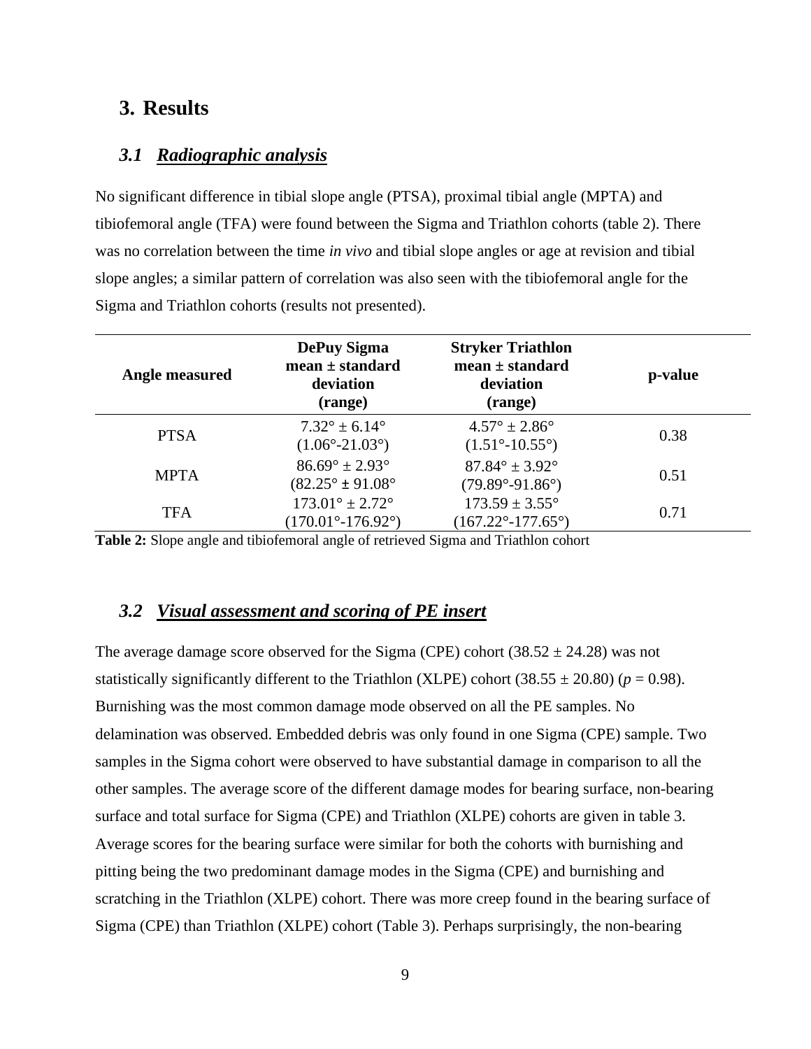# 3. Results

## *3.1 Radiographic analysis*

No significant difference in tibial slope angle (PTSA), proximal tibial angle (MPTA) and tibiofemoral angle (TFA) were found between the Sigma and Triathlon cohorts (table 2). There was no correlation between the time *in vivo* and tibial slope angles or age at revision and tibial slope angles; a similar pattern of correlation was also seen with the tibiofemoral angle for the Sigma and Triathlon cohorts (results not presented).

| Angle measured | DePuy Sigma mean ± standard deviation (range) | Stryker Triathlon mean ± standard deviation (range) | p-value |
|---|---|---|---|
| PTSA | 7.32° ± 6.14° (1.06°-21.03°) | 4.57° ± 2.86° (1.51°-10.55°) | 0.38 |
| MPTA | 86.69° ± 2.93° (82.25° ± 91.08° | 87.84° ± 3.92° (79.89°-91.86°) | 0.51 |
| TFA | 173.01° ± 2.72° (170.01°-176.92°) | 173.59 ± 3.55° (167.22°-177.65°) | 0.71 |

**Table 2:** Slope angle and tibiofemoral angle of retrieved Sigma and Triathlon cohort

## *3.2 Visual assessment and scoring of PE insert*

The average damage score observed for the Sigma (CPE) cohort (38.52 ± 24.28) was not statistically significantly different to the Triathlon (XLPE) cohort (38.55 ± 20.80) ($p = 0.98$). Burnishing was the most common damage mode observed on all the PE samples. No delamination was observed. Embedded debris was only found in one Sigma (CPE) sample. Two samples in the Sigma cohort were observed to have substantial damage in comparison to all the other samples. The average score of the different damage modes for bearing surface, non-bearing surface and total surface for Sigma (CPE) and Triathlon (XLPE) cohorts are given in table 3. Average scores for the bearing surface were similar for both the cohorts with burnishing and pitting being the two predominant damage modes in the Sigma (CPE) and burnishing and scratching in the Triathlon (XLPE) cohort. There was more creep found in the bearing surface of Sigma (CPE) than Triathlon (XLPE) cohort (Table 3). Perhaps surprisingly, the non-bearing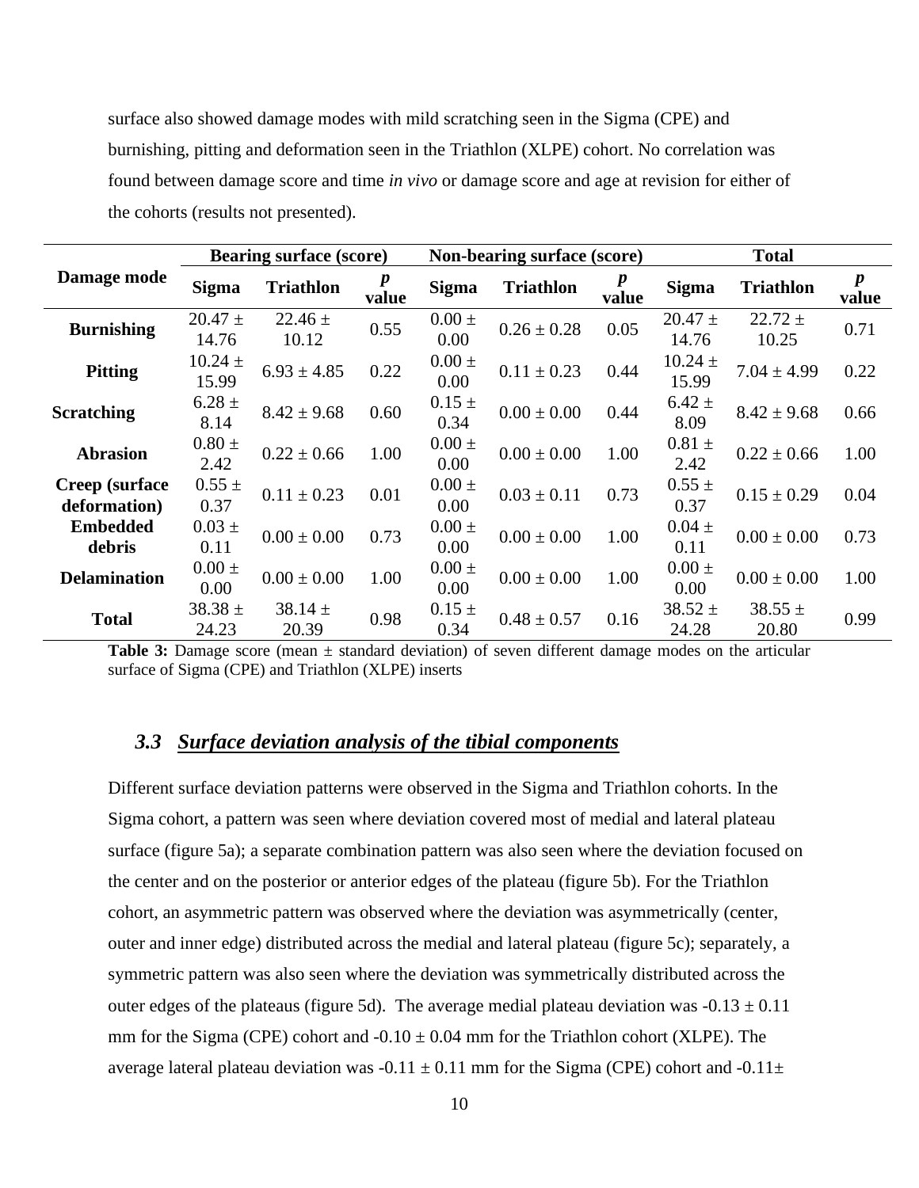surface also showed damage modes with mild scratching seen in the Sigma (CPE) and burnishing, pitting and deformation seen in the Triathlon (XLPE) cohort. No correlation was found between damage score and time *in vivo* or damage score and age at revision for either of the cohorts (results not presented).

| Damage mode | Bearing surface (score) | | | Non-bearing surface (score) | | | Total | | |
|---|---|---|---|---|---|---|---|---|---|
| | Sigma | Triathlon | *p* value | Sigma | Triathlon | *p* value | Sigma | Triathlon | *p* value |
| **Burnishing** | 20.47 ± 14.76 | 22.46 ± 10.12 | 0.55 | 0.00 ± 0.00 | 0.26 ± 0.28 | 0.05 | 20.47 ± 14.76 | 22.72 ± 10.25 | 0.71 |
| **Pitting** | 10.24 ± 15.99 | 6.93 ± 4.85 | 0.22 | 0.00 ± 0.00 | 0.11 ± 0.23 | 0.44 | 10.24 ± 15.99 | 7.04 ± 4.99 | 0.22 |
| **Scratching** | 6.28 ± 8.14 | 8.42 ± 9.68 | 0.60 | 0.15 ± 0.34 | 0.00 ± 0.00 | 0.44 | 6.42 ± 8.09 | 8.42 ± 9.68 | 0.66 |
| **Abrasion** | 0.80 ± 2.42 | 0.22 ± 0.66 | 1.00 | 0.00 ± 0.00 | 0.00 ± 0.00 | 1.00 | 0.81 ± 2.42 | 0.22 ± 0.66 | 1.00 |
| **Creep (surface deformation)** | 0.55 ± 0.37 | 0.11 ± 0.23 | 0.01 | 0.00 ± 0.00 | 0.03 ± 0.11 | 0.73 | 0.55 ± 0.37 | 0.15 ± 0.29 | 0.04 |
| **Embedded debris** | 0.03 ± 0.11 | 0.00 ± 0.00 | 0.73 | 0.00 ± 0.00 | 0.00 ± 0.00 | 1.00 | 0.04 ± 0.11 | 0.00 ± 0.00 | 0.73 |
| **Delamination** | 0.00 ± 0.00 | 0.00 ± 0.00 | 1.00 | 0.00 ± 0.00 | 0.00 ± 0.00 | 1.00 | 0.00 ± 0.00 | 0.00 ± 0.00 | 1.00 |
| **Total** | 38.38 ± 24.23 | 38.14 ± 20.39 | 0.98 | 0.15 ± 0.34 | 0.48 ± 0.57 | 0.16 | 38.52 ± 24.28 | 38.55 ± 20.80 | 0.99 |

**Table 3:** Damage score (mean ± standard deviation) of seven different damage modes on the articular surface of Sigma (CPE) and Triathlon (XLPE) inserts

### *3.3 Surface deviation analysis of the tibial components*

Different surface deviation patterns were observed in the Sigma and Triathlon cohorts. In the Sigma cohort, a pattern was seen where deviation covered most of medial and lateral plateau surface (figure 5a); a separate combination pattern was also seen where the deviation focused on the center and on the posterior or anterior edges of the plateau (figure 5b). For the Triathlon cohort, an asymmetric pattern was observed where the deviation was asymmetrically (center, outer and inner edge) distributed across the medial and lateral plateau (figure 5c); separately, a symmetric pattern was also seen where the deviation was symmetrically distributed across the outer edges of the plateaus (figure 5d). The average medial plateau deviation was -0.13 ± 0.11 mm for the Sigma (CPE) cohort and -0.10 ± 0.04 mm for the Triathlon cohort (XLPE). The average lateral plateau deviation was -0.11 ± 0.11 mm for the Sigma (CPE) cohort and -0.11±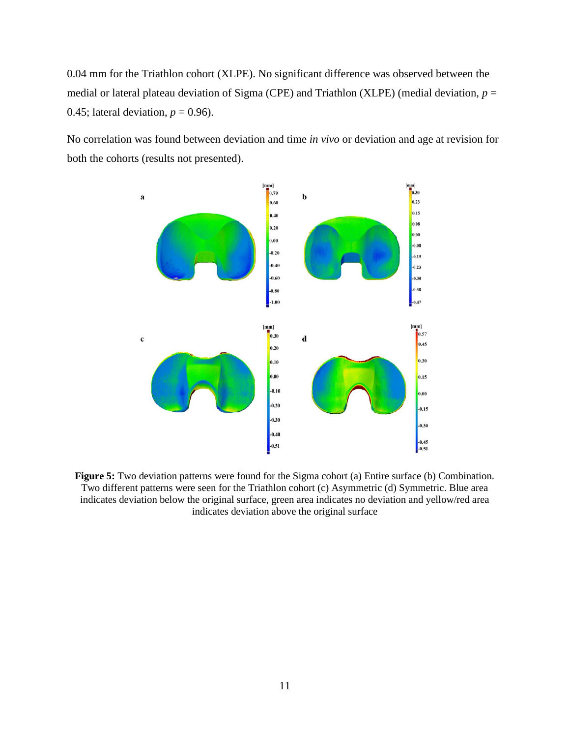0.04 mm for the Triathlon cohort (XLPE). No significant difference was observed between the medial or lateral plateau deviation of Sigma (CPE) and Triathlon (XLPE) (medial deviation, $p$ = 0.45; lateral deviation, $p$ = 0.96).

No correlation was found between deviation and time *in vivo* or deviation and age at revision for both the cohorts (results not presented).

**Figure 5:** Two deviation patterns were found for the Sigma cohort (a) Entire surface (b) Combination. Two different patterns were seen for the Triathlon cohort (c) Asymmetric (d) Symmetric. Blue area indicates deviation below the original surface, green area indicates no deviation and yellow/red area indicates deviation above the original surface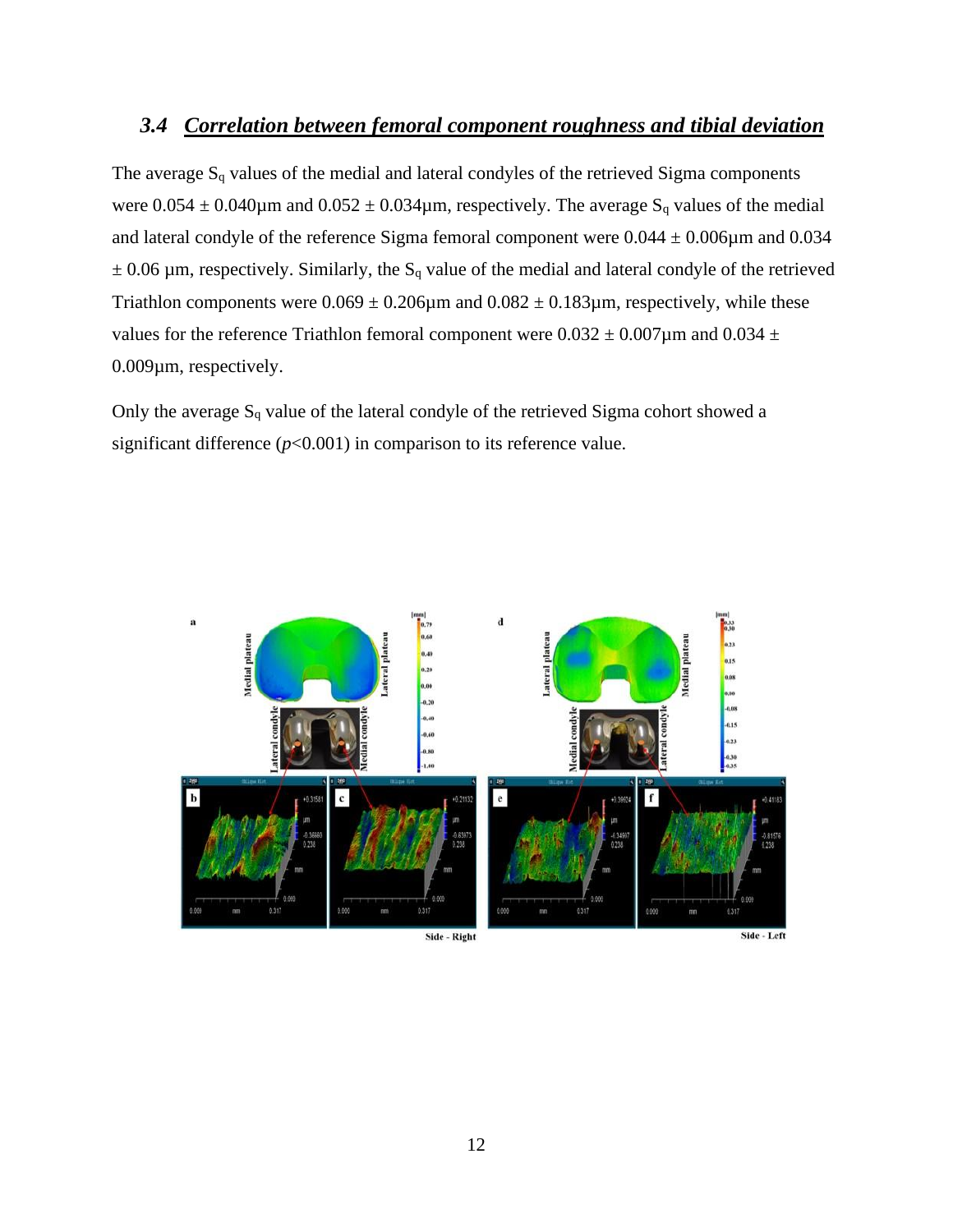### *3.4 Correlation between femoral component roughness and tibial deviation*

The average $S_q$ values of the medial and lateral condyles of the retrieved Sigma components were 0.054 ± 0.040μm and 0.052 ± 0.034μm, respectively. The average $S_q$ values of the medial and lateral condyle of the reference Sigma femoral component were 0.044 ± 0.006μm and 0.034 ± 0.06 μm, respectively. Similarly, the $S_q$ value of the medial and lateral condyle of the retrieved Triathlon components were 0.069 ± 0.206μm and 0.082 ± 0.183μm, respectively, while these values for the reference Triathlon femoral component were 0.032 ± 0.007μm and 0.034 ± 0.009μm, respectively.

Only the average $S_q$ value of the lateral condyle of the retrieved Sigma cohort showed a significant difference ($p<0.001$) in comparison to its reference value.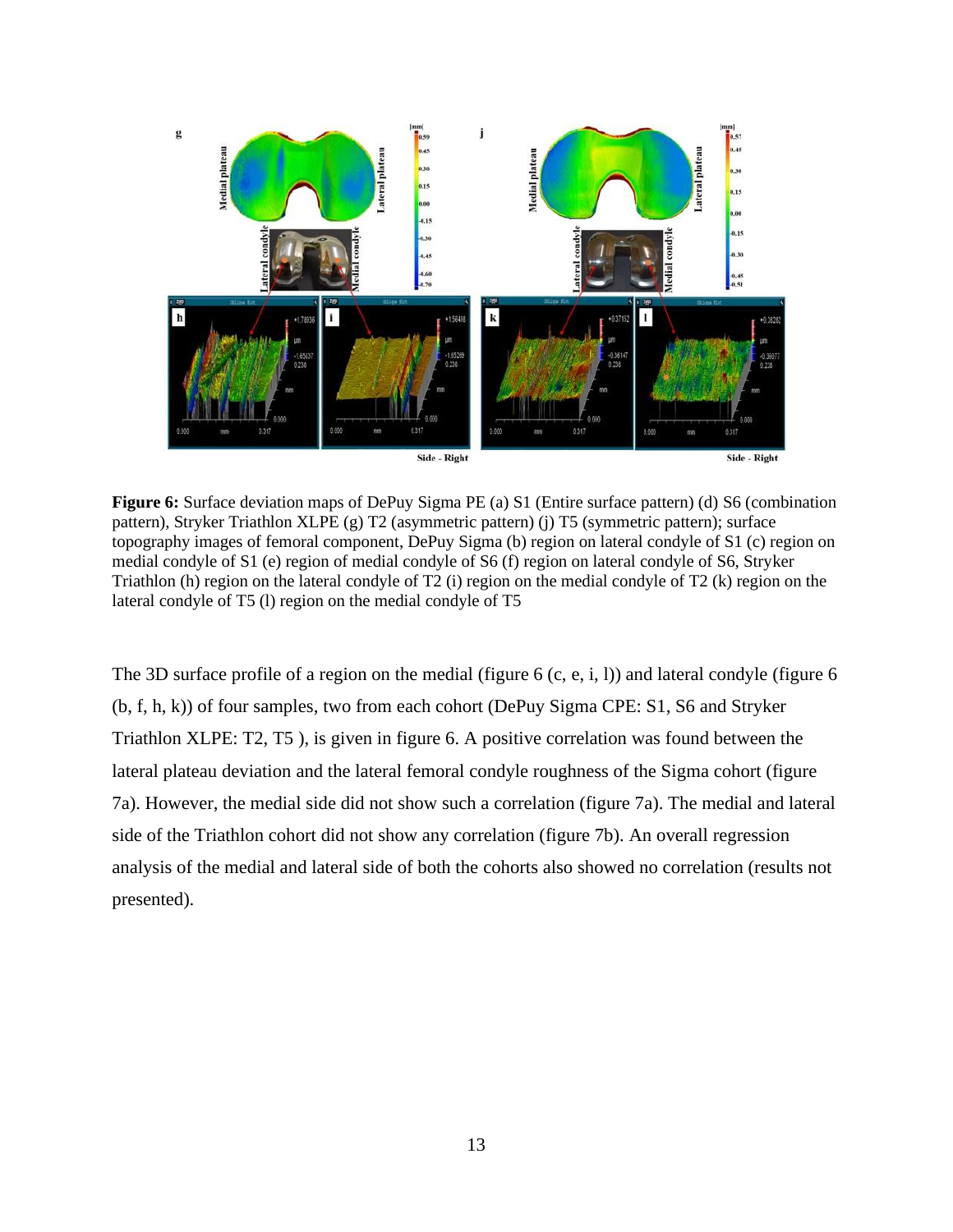**Figure 6:** Surface deviation maps of DePuy Sigma PE (a) S1 (Entire surface pattern) (d) S6 (combination pattern), Stryker Triathlon XLPE (g) T2 (asymmetric pattern) (j) T5 (symmetric pattern); surface topography images of femoral component, DePuy Sigma (b) region on lateral condyle of S1 (c) region on medial condyle of S1 (e) region of medial condyle of S6 (f) region on lateral condyle of S6, Stryker Triathlon (h) region on the lateral condyle of T2 (i) region on the medial condyle of T2 (k) region on the lateral condyle of T5 (l) region on the medial condyle of T5

The 3D surface profile of a region on the medial (figure 6 (c, e, i, l)) and lateral condyle (figure 6 (b, f, h, k)) of four samples, two from each cohort (DePuy Sigma CPE: S1, S6 and Stryker Triathlon XLPE: T2, T5 ), is given in figure 6. A positive correlation was found between the lateral plateau deviation and the lateral femoral condyle roughness of the Sigma cohort (figure 7a). However, the medial side did not show such a correlation (figure 7a). The medial and lateral side of the Triathlon cohort did not show any correlation (figure 7b). An overall regression analysis of the medial and lateral side of both the cohorts also showed no correlation (results not presented).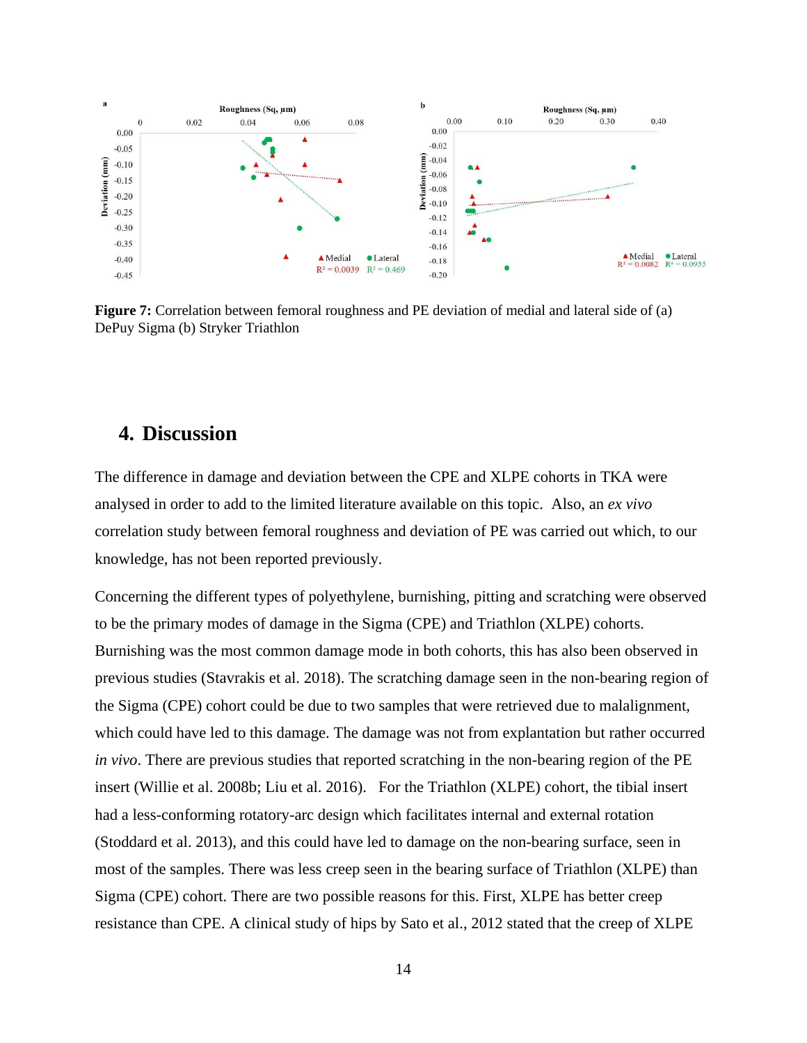**Figure 7:** Correlation between femoral roughness and PE deviation of medial and lateral side of (a) DePuy Sigma (b) Stryker Triathlon

## 4. Discussion

The difference in damage and deviation between the CPE and XLPE cohorts in TKA were analysed in order to add to the limited literature available on this topic. Also, an *ex vivo* correlation study between femoral roughness and deviation of PE was carried out which, to our knowledge, has not been reported previously.

Concerning the different types of polyethylene, burnishing, pitting and scratching were observed to be the primary modes of damage in the Sigma (CPE) and Triathlon (XLPE) cohorts. Burnishing was the most common damage mode in both cohorts, this has also been observed in previous studies (Stavrakis et al. 2018). The scratching damage seen in the non-bearing region of the Sigma (CPE) cohort could be due to two samples that were retrieved due to malalignment, which could have led to this damage. The damage was not from explantation but rather occurred *in vivo*. There are previous studies that reported scratching in the non-bearing region of the PE insert (Willie et al. 2008b; Liu et al. 2016). For the Triathlon (XLPE) cohort, the tibial insert had a less-conforming rotatory-arc design which facilitates internal and external rotation (Stoddard et al. 2013), and this could have led to damage on the non-bearing surface, seen in most of the samples. There was less creep seen in the bearing surface of Triathlon (XLPE) than Sigma (CPE) cohort. There are two possible reasons for this. First, XLPE has better creep resistance than CPE. A clinical study of hips by Sato et al., 2012 stated that the creep of XLPE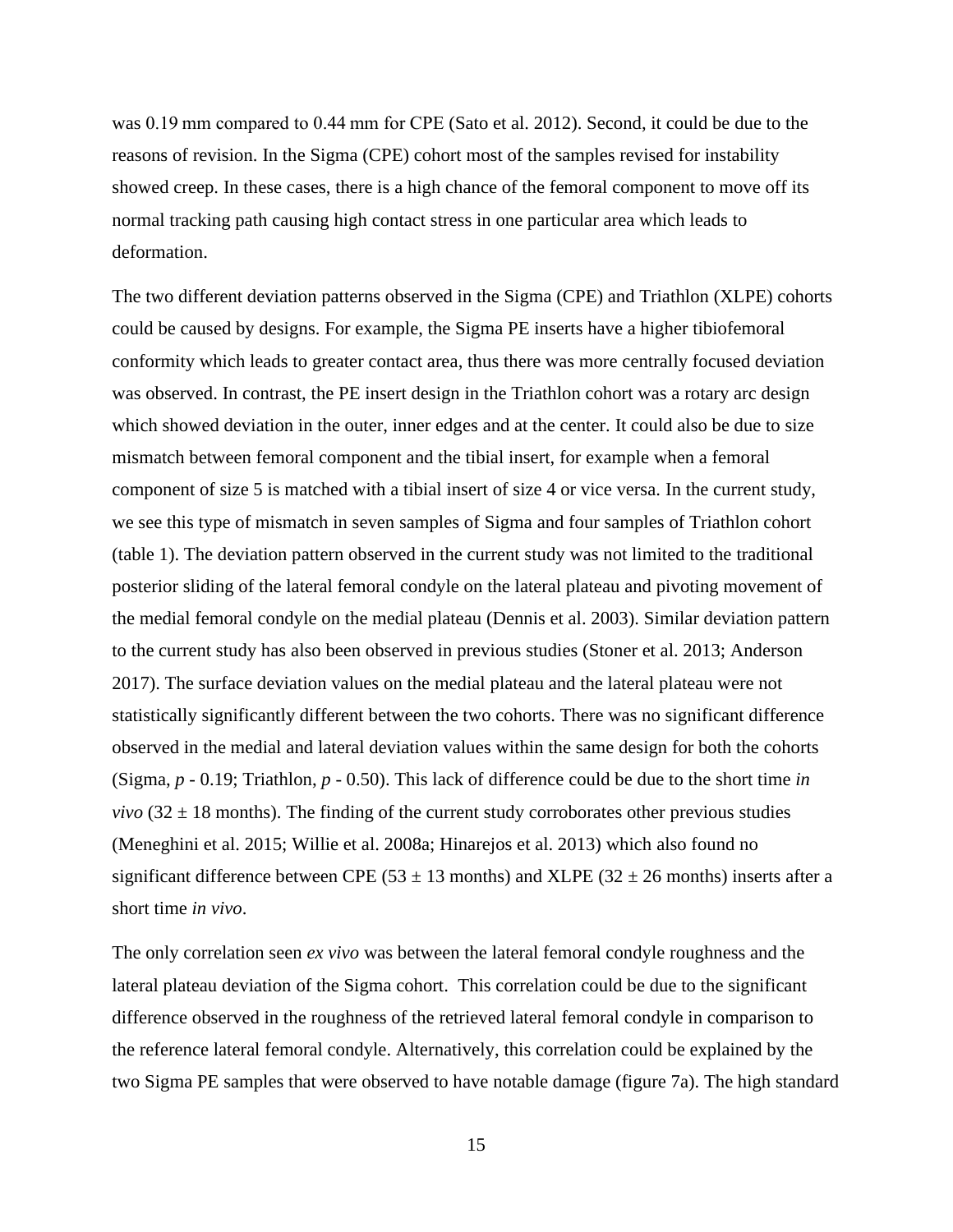was 0.19 mm compared to 0.44 mm for CPE (Sato et al. 2012). Second, it could be due to the reasons of revision. In the Sigma (CPE) cohort most of the samples revised for instability showed creep. In these cases, there is a high chance of the femoral component to move off its normal tracking path causing high contact stress in one particular area which leads to deformation.

The two different deviation patterns observed in the Sigma (CPE) and Triathlon (XLPE) cohorts could be caused by designs. For example, the Sigma PE inserts have a higher tibiofemoral conformity which leads to greater contact area, thus there was more centrally focused deviation was observed. In contrast, the PE insert design in the Triathlon cohort was a rotary arc design which showed deviation in the outer, inner edges and at the center. It could also be due to size mismatch between femoral component and the tibial insert, for example when a femoral component of size 5 is matched with a tibial insert of size 4 or vice versa. In the current study, we see this type of mismatch in seven samples of Sigma and four samples of Triathlon cohort (table 1). The deviation pattern observed in the current study was not limited to the traditional posterior sliding of the lateral femoral condyle on the lateral plateau and pivoting movement of the medial femoral condyle on the medial plateau (Dennis et al. 2003). Similar deviation pattern to the current study has also been observed in previous studies (Stoner et al. 2013; Anderson 2017). The surface deviation values on the medial plateau and the lateral plateau were not statistically significantly different between the two cohorts. There was no significant difference observed in the medial and lateral deviation values within the same design for both the cohorts (Sigma, $p$ - 0.19; Triathlon, $p$ - 0.50). This lack of difference could be due to the short time *in vivo* ($32 \pm 18$ months). The finding of the current study corroborates other previous studies (Meneghini et al. 2015; Willie et al. 2008a; Hinarejos et al. 2013) which also found no significant difference between CPE ($53 \pm 13$ months) and XLPE ($32 \pm 26$ months) inserts after a short time *in vivo*.

The only correlation seen *ex vivo* was between the lateral femoral condyle roughness and the lateral plateau deviation of the Sigma cohort. This correlation could be due to the significant difference observed in the roughness of the retrieved lateral femoral condyle in comparison to the reference lateral femoral condyle. Alternatively, this correlation could be explained by the two Sigma PE samples that were observed to have notable damage (figure 7a). The high standard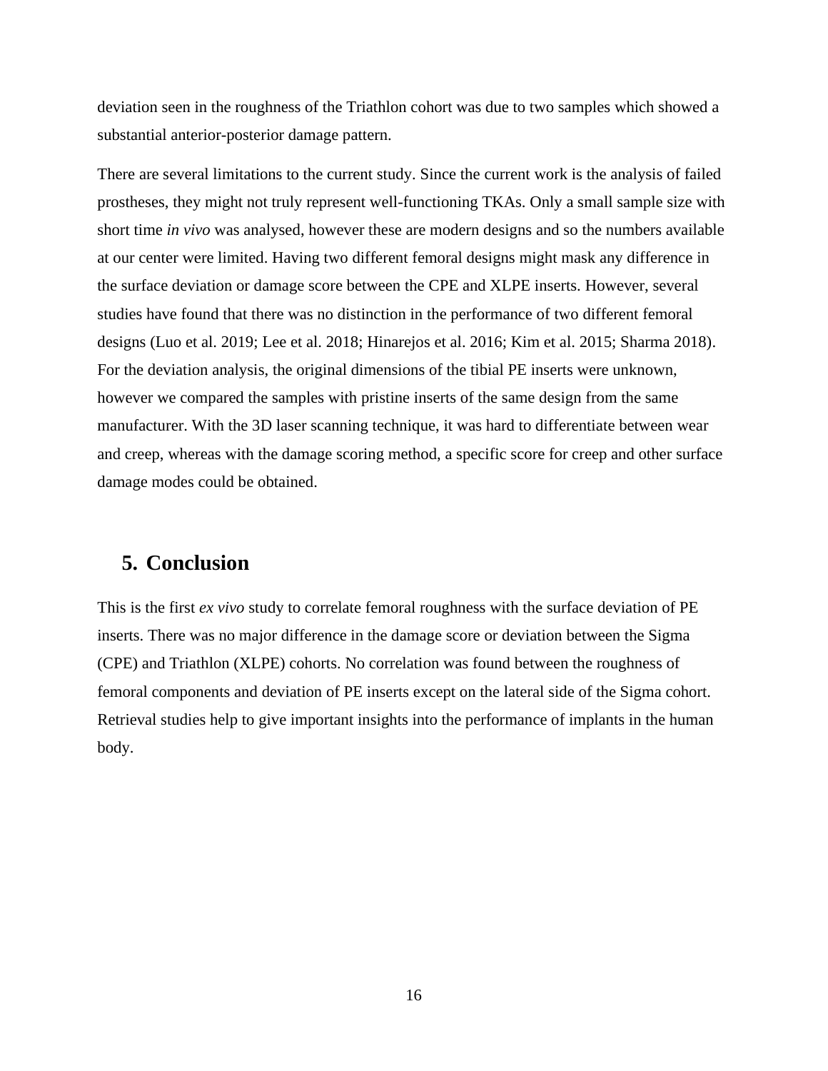deviation seen in the roughness of the Triathlon cohort was due to two samples which showed a substantial anterior-posterior damage pattern.

There are several limitations to the current study. Since the current work is the analysis of failed prostheses, they might not truly represent well-functioning TKAs. Only a small sample size with short time *in vivo* was analysed, however these are modern designs and so the numbers available at our center were limited. Having two different femoral designs might mask any difference in the surface deviation or damage score between the CPE and XLPE inserts. However, several studies have found that there was no distinction in the performance of two different femoral designs (Luo et al. 2019; Lee et al. 2018; Hinarejos et al. 2016; Kim et al. 2015; Sharma 2018). For the deviation analysis, the original dimensions of the tibial PE inserts were unknown, however we compared the samples with pristine inserts of the same design from the same manufacturer. With the 3D laser scanning technique, it was hard to differentiate between wear and creep, whereas with the damage scoring method, a specific score for creep and other surface damage modes could be obtained.

## 5. Conclusion

This is the first *ex vivo* study to correlate femoral roughness with the surface deviation of PE inserts. There was no major difference in the damage score or deviation between the Sigma (CPE) and Triathlon (XLPE) cohorts. No correlation was found between the roughness of femoral components and deviation of PE inserts except on the lateral side of the Sigma cohort. Retrieval studies help to give important insights into the performance of implants in the human body.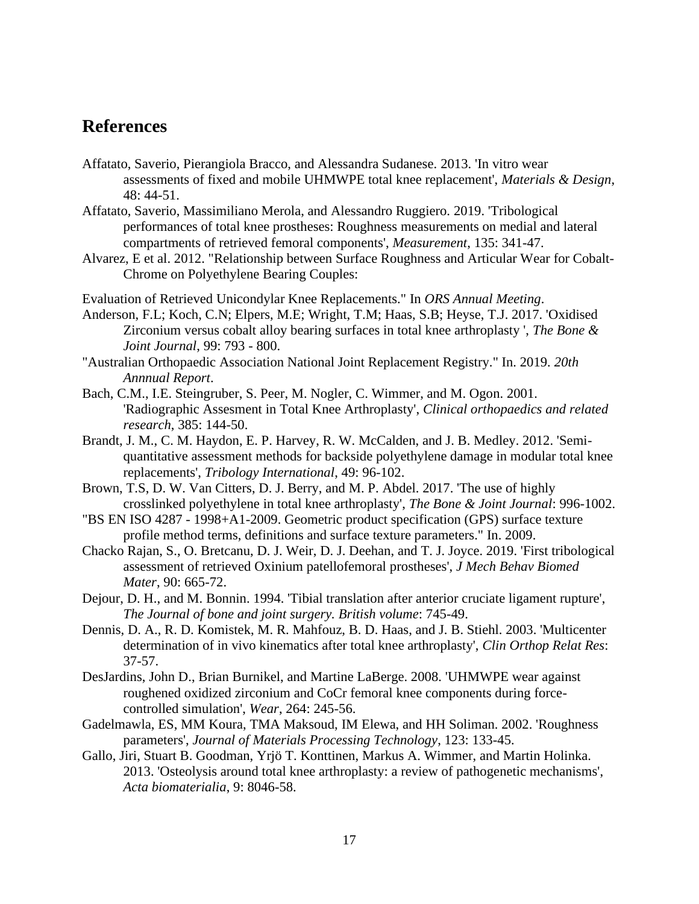## References

Affatato, Saverio, Pierangiola Bracco, and Alessandra Sudanese. 2013. 'In vitro wear assessments of fixed and mobile UHMWPE total knee replacement', *Materials & Design*, 48: 44-51.

Affatato, Saverio, Massimiliano Merola, and Alessandro Ruggiero. 2019. 'Tribological performances of total knee prostheses: Roughness measurements on medial and lateral compartments of retrieved femoral components', *Measurement*, 135: 341-47.

Alvarez, E et al. 2012. "Relationship between Surface Roughness and Articular Wear for Cobalt-Chrome on Polyethylene Bearing Couples:

Evaluation of Retrieved Unicondylar Knee Replacements." In *ORS Annual Meeting*.

Anderson, F.L; Koch, C.N; Elpers, M.E; Wright, T.M; Haas, S.B; Heyse, T.J. 2017. 'Oxidised Zirconium versus cobalt alloy bearing surfaces in total knee arthroplasty ', *The Bone & Joint Journal*, 99: 793 - 800.

"Australian Orthopaedic Association National Joint Replacement Registry." In. 2019. *20th Annnual Report*.

Bach, C.M., I.E. Steingruber, S. Peer, M. Nogler, C. Wimmer, and M. Ogon. 2001. 'Radiographic Assesment in Total Knee Arthroplasty', *Clinical orthopaedics and related research*, 385: 144-50.

Brandt, J. M., C. M. Haydon, E. P. Harvey, R. W. McCalden, and J. B. Medley. 2012. 'Semi-quantitative assessment methods for backside polyethylene damage in modular total knee replacements', *Tribology International*, 49: 96-102.

Brown, T.S, D. W. Van Citters, D. J. Berry, and M. P. Abdel. 2017. 'The use of highly crosslinked polyethylene in total knee arthroplasty', *The Bone & Joint Journal*: 996-1002.

"BS EN ISO 4287 - 1998+A1-2009. Geometric product specification (GPS) surface texture profile method terms, definitions and surface texture parameters." In. 2009.

Chacko Rajan, S., O. Bretcanu, D. J. Weir, D. J. Deehan, and T. J. Joyce. 2019. 'First tribological assessment of retrieved Oxinium patellofemoral prostheses', *J Mech Behav Biomed Mater*, 90: 665-72.

Dejour, D. H., and M. Bonnin. 1994. 'Tibial translation after anterior cruciate ligament rupture', *The Journal of bone and joint surgery. British volume*: 745-49.

Dennis, D. A., R. D. Komistek, M. R. Mahfouz, B. D. Haas, and J. B. Stiehl. 2003. 'Multicenter determination of in vivo kinematics after total knee arthroplasty', *Clin Orthop Relat Res*: 37-57.

DesJardins, John D., Brian Burnikel, and Martine LaBerge. 2008. 'UHMWPE wear against roughened oxidized zirconium and CoCr femoral knee components during force-controlled simulation', *Wear*, 264: 245-56.

Gadelmawla, ES, MM Koura, TMA Maksoud, IM Elewa, and HH Soliman. 2002. 'Roughness parameters', *Journal of Materials Processing Technology*, 123: 133-45.

Gallo, Jiri, Stuart B. Goodman, Yrjö T. Konttinen, Markus A. Wimmer, and Martin Holinka. 2013. 'Osteolysis around total knee arthroplasty: a review of pathogenetic mechanisms', *Acta biomaterialia*, 9: 8046-58.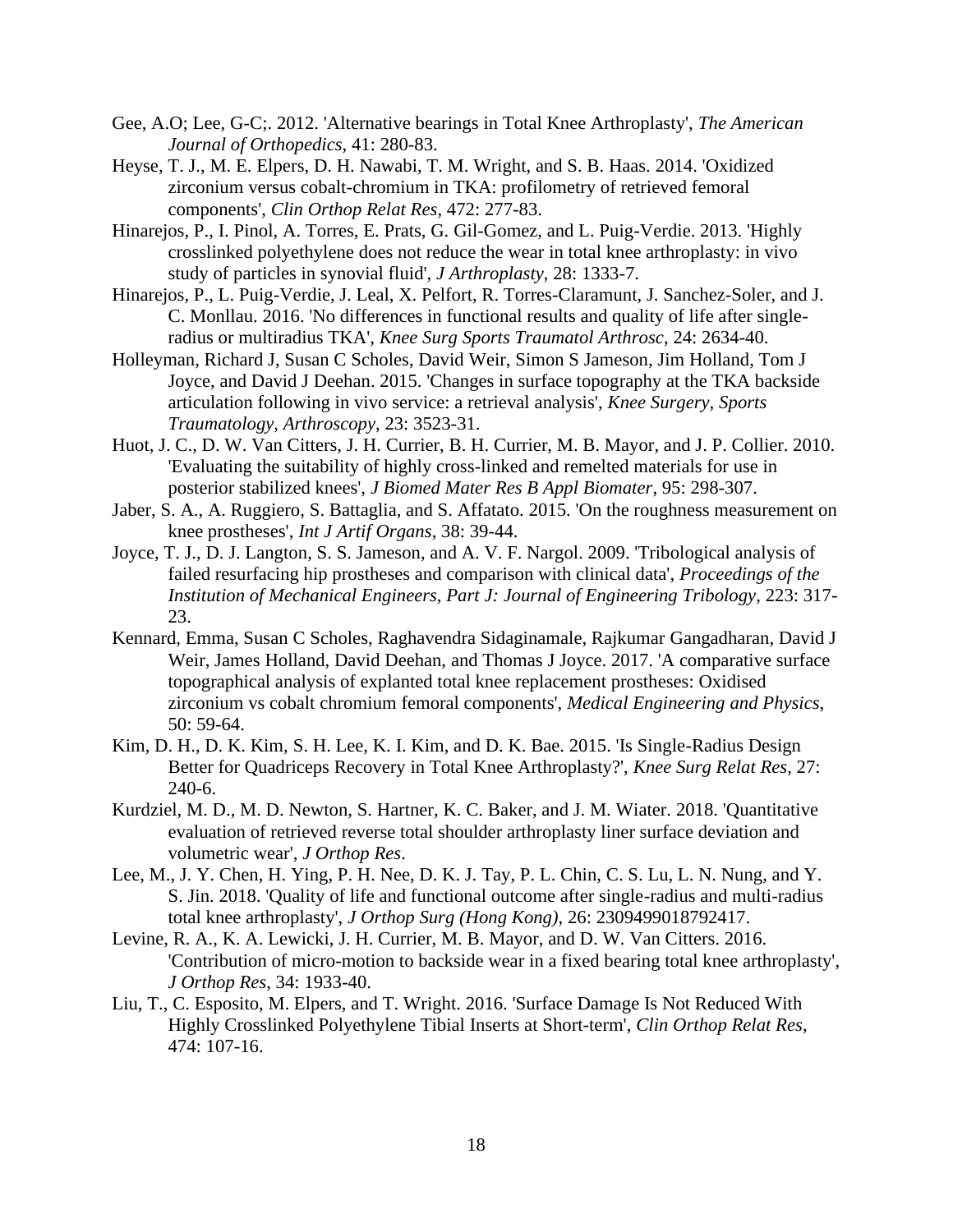Gee, A.O; Lee, G-C;. 2012. 'Alternative bearings in Total Knee Arthroplasty', *The American Journal of Orthopedics*, 41: 280-83.

Heyse, T. J., M. E. Elpers, D. H. Nawabi, T. M. Wright, and S. B. Haas. 2014. 'Oxidized zirconium versus cobalt-chromium in TKA: profilometry of retrieved femoral components', *Clin Orthop Relat Res*, 472: 277-83.

Hinarejos, P., I. Pinol, A. Torres, E. Prats, G. Gil-Gomez, and L. Puig-Verdie. 2013. 'Highly crosslinked polyethylene does not reduce the wear in total knee arthroplasty: in vivo study of particles in synovial fluid', *J Arthroplasty*, 28: 1333-7.

Hinarejos, P., L. Puig-Verdie, J. Leal, X. Pelfort, R. Torres-Claramunt, J. Sanchez-Soler, and J. C. Monllau. 2016. 'No differences in functional results and quality of life after single-radius or multiradius TKA', *Knee Surg Sports Traumatol Arthrosc*, 24: 2634-40.

Holleyman, Richard J, Susan C Scholes, David Weir, Simon S Jameson, Jim Holland, Tom J Joyce, and David J Deehan. 2015. 'Changes in surface topography at the TKA backside articulation following in vivo service: a retrieval analysis', *Knee Surgery, Sports Traumatology, Arthroscopy*, 23: 3523-31.

Huot, J. C., D. W. Van Citters, J. H. Currier, B. H. Currier, M. B. Mayor, and J. P. Collier. 2010. 'Evaluating the suitability of highly cross-linked and remelted materials for use in posterior stabilized knees', *J Biomed Mater Res B Appl Biomater*, 95: 298-307.

Jaber, S. A., A. Ruggiero, S. Battaglia, and S. Affatato. 2015. 'On the roughness measurement on knee prostheses', *Int J Artif Organs*, 38: 39-44.

Joyce, T. J., D. J. Langton, S. S. Jameson, and A. V. F. Nargol. 2009. 'Tribological analysis of failed resurfacing hip prostheses and comparison with clinical data', *Proceedings of the Institution of Mechanical Engineers, Part J: Journal of Engineering Tribology*, 223: 317-23.

Kennard, Emma, Susan C Scholes, Raghavendra Sidaginamale, Rajkumar Gangadharan, David J Weir, James Holland, David Deehan, and Thomas J Joyce. 2017. 'A comparative surface topographical analysis of explanted total knee replacement prostheses: Oxidised zirconium vs cobalt chromium femoral components', *Medical Engineering and Physics*, 50: 59-64.

Kim, D. H., D. K. Kim, S. H. Lee, K. I. Kim, and D. K. Bae. 2015. 'Is Single-Radius Design Better for Quadriceps Recovery in Total Knee Arthroplasty?', *Knee Surg Relat Res*, 27: 240-6.

Kurdziel, M. D., M. D. Newton, S. Hartner, K. C. Baker, and J. M. Wiater. 2018. 'Quantitative evaluation of retrieved reverse total shoulder arthroplasty liner surface deviation and volumetric wear', *J Orthop Res*.

Lee, M., J. Y. Chen, H. Ying, P. H. Nee, D. K. J. Tay, P. L. Chin, C. S. Lu, L. N. Nung, and Y. S. Jin. 2018. 'Quality of life and functional outcome after single-radius and multi-radius total knee arthroplasty', *J Orthop Surg (Hong Kong)*, 26: 2309499018792417.

Levine, R. A., K. A. Lewicki, J. H. Currier, M. B. Mayor, and D. W. Van Citters. 2016. 'Contribution of micro-motion to backside wear in a fixed bearing total knee arthroplasty', *J Orthop Res*, 34: 1933-40.

Liu, T., C. Esposito, M. Elpers, and T. Wright. 2016. 'Surface Damage Is Not Reduced With Highly Crosslinked Polyethylene Tibial Inserts at Short-term', *Clin Orthop Relat Res*, 474: 107-16.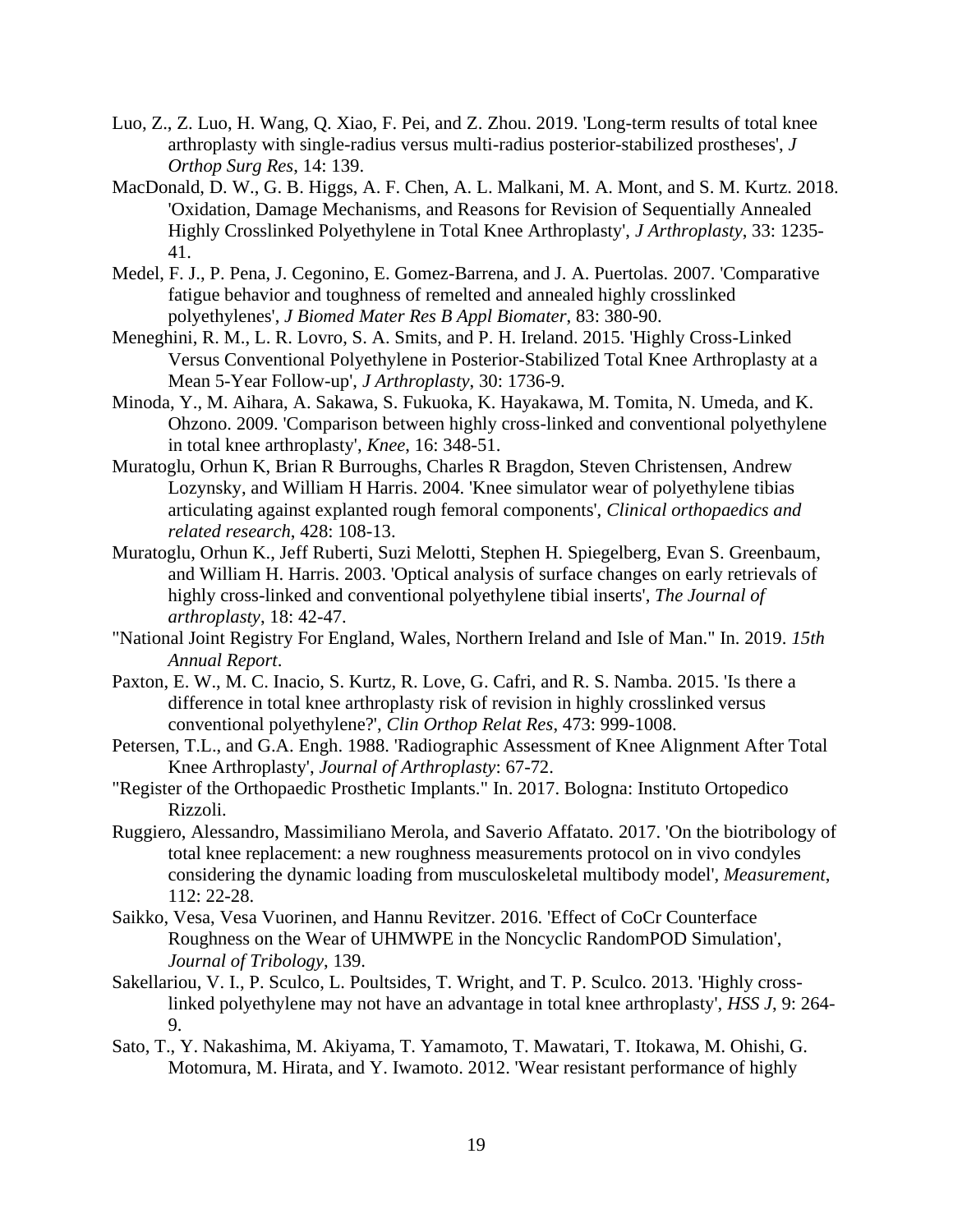Luo, Z., Z. Luo, H. Wang, Q. Xiao, F. Pei, and Z. Zhou. 2019. 'Long-term results of total knee arthroplasty with single-radius versus multi-radius posterior-stabilized prostheses', *J Orthop Surg Res*, 14: 139.

MacDonald, D. W., G. B. Higgs, A. F. Chen, A. L. Malkani, M. A. Mont, and S. M. Kurtz. 2018. 'Oxidation, Damage Mechanisms, and Reasons for Revision of Sequentially Annealed Highly Crosslinked Polyethylene in Total Knee Arthroplasty', *J Arthroplasty*, 33: 1235-41.

Medel, F. J., P. Pena, J. Cegonino, E. Gomez-Barrena, and J. A. Puertolas. 2007. 'Comparative fatigue behavior and toughness of remelted and annealed highly crosslinked polyethylenes', *J Biomed Mater Res B Appl Biomater*, 83: 380-90.

Meneghini, R. M., L. R. Lovro, S. A. Smits, and P. H. Ireland. 2015. 'Highly Cross-Linked Versus Conventional Polyethylene in Posterior-Stabilized Total Knee Arthroplasty at a Mean 5-Year Follow-up', *J Arthroplasty*, 30: 1736-9.

Minoda, Y., M. Aihara, A. Sakawa, S. Fukuoka, K. Hayakawa, M. Tomita, N. Umeda, and K. Ohzono. 2009. 'Comparison between highly cross-linked and conventional polyethylene in total knee arthroplasty', *Knee*, 16: 348-51.

Muratoglu, Orhun K, Brian R Burroughs, Charles R Bragdon, Steven Christensen, Andrew Lozynsky, and William H Harris. 2004. 'Knee simulator wear of polyethylene tibias articulating against explanted rough femoral components', *Clinical orthopaedics and related research*, 428: 108-13.

Muratoglu, Orhun K., Jeff Ruberti, Suzi Melotti, Stephen H. Spiegelberg, Evan S. Greenbaum, and William H. Harris. 2003. 'Optical analysis of surface changes on early retrievals of highly cross-linked and conventional polyethylene tibial inserts', *The Journal of arthroplasty*, 18: 42-47.

"National Joint Registry For England, Wales, Northern Ireland and Isle of Man." In. 2019. *15th Annual Report*.

Paxton, E. W., M. C. Inacio, S. Kurtz, R. Love, G. Cafri, and R. S. Namba. 2015. 'Is there a difference in total knee arthroplasty risk of revision in highly crosslinked versus conventional polyethylene?', *Clin Orthop Relat Res*, 473: 999-1008.

Petersen, T.L., and G.A. Engh. 1988. 'Radiographic Assessment of Knee Alignment After Total Knee Arthroplasty', *Journal of Arthroplasty*: 67-72.

"Register of the Orthopaedic Prosthetic Implants." In. 2017. Bologna: Instituto Ortopedico Rizzoli.

Ruggiero, Alessandro, Massimiliano Merola, and Saverio Affatato. 2017. 'On the biotribology of total knee replacement: a new roughness measurements protocol on in vivo condyles considering the dynamic loading from musculoskeletal multibody model', *Measurement*, 112: 22-28.

Saikko, Vesa, Vesa Vuorinen, and Hannu Revitzer. 2016. 'Effect of CoCr Counterface Roughness on the Wear of UHMWPE in the Noncyclic RandomPOD Simulation', *Journal of Tribology*, 139.

Sakellariou, V. I., P. Sculco, L. Poultsides, T. Wright, and T. P. Sculco. 2013. 'Highly cross-linked polyethylene may not have an advantage in total knee arthroplasty', *HSS J*, 9: 264-9.

Sato, T., Y. Nakashima, M. Akiyama, T. Yamamoto, T. Mawatari, T. Itokawa, M. Ohishi, G. Motomura, M. Hirata, and Y. Iwamoto. 2012. 'Wear resistant performance of highly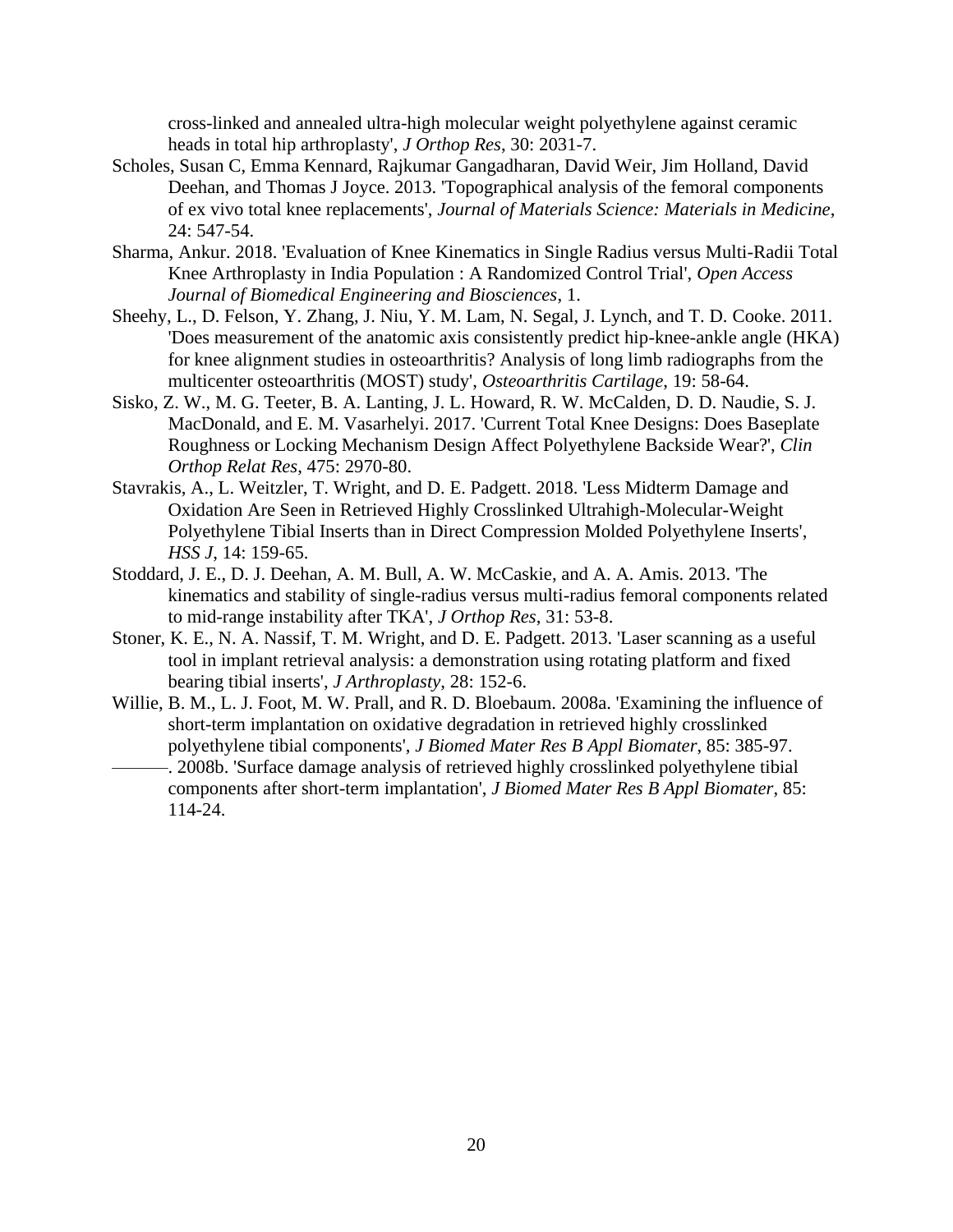cross-linked and annealed ultra-high molecular weight polyethylene against ceramic heads in total hip arthroplasty', *J Orthop Res*, 30: 2031-7.

Scholes, Susan C, Emma Kennard, Rajkumar Gangadharan, David Weir, Jim Holland, David Deehan, and Thomas J Joyce. 2013. 'Topographical analysis of the femoral components of ex vivo total knee replacements', *Journal of Materials Science: Materials in Medicine*, 24: 547-54.

Sharma, Ankur. 2018. 'Evaluation of Knee Kinematics in Single Radius versus Multi-Radii Total Knee Arthroplasty in India Population : A Randomized Control Trial', *Open Access Journal of Biomedical Engineering and Biosciences*, 1.

Sheehy, L., D. Felson, Y. Zhang, J. Niu, Y. M. Lam, N. Segal, J. Lynch, and T. D. Cooke. 2011. 'Does measurement of the anatomic axis consistently predict hip-knee-ankle angle (HKA) for knee alignment studies in osteoarthritis? Analysis of long limb radiographs from the multicenter osteoarthritis (MOST) study', *Osteoarthritis Cartilage*, 19: 58-64.

Sisko, Z. W., M. G. Teeter, B. A. Lanting, J. L. Howard, R. W. McCalden, D. D. Naudie, S. J. MacDonald, and E. M. Vasarhelyi. 2017. 'Current Total Knee Designs: Does Baseplate Roughness or Locking Mechanism Design Affect Polyethylene Backside Wear?', *Clin Orthop Relat Res*, 475: 2970-80.

Stavrakis, A., L. Weitzler, T. Wright, and D. E. Padgett. 2018. 'Less Midterm Damage and Oxidation Are Seen in Retrieved Highly Crosslinked Ultrahigh-Molecular-Weight Polyethylene Tibial Inserts than in Direct Compression Molded Polyethylene Inserts', *HSS J*, 14: 159-65.

Stoddard, J. E., D. J. Deehan, A. M. Bull, A. W. McCaskie, and A. A. Amis. 2013. 'The kinematics and stability of single-radius versus multi-radius femoral components related to mid-range instability after TKA', *J Orthop Res*, 31: 53-8.

Stoner, K. E., N. A. Nassif, T. M. Wright, and D. E. Padgett. 2013. 'Laser scanning as a useful tool in implant retrieval analysis: a demonstration using rotating platform and fixed bearing tibial inserts', *J Arthroplasty*, 28: 152-6.

Willie, B. M., L. J. Foot, M. W. Prall, and R. D. Bloebaum. 2008a. 'Examining the influence of short-term implantation on oxidative degradation in retrieved highly crosslinked polyethylene tibial components', *J Biomed Mater Res B Appl Biomater*, 85: 385-97.

———. 2008b. 'Surface damage analysis of retrieved highly crosslinked polyethylene tibial components after short-term implantation', *J Biomed Mater Res B Appl Biomater*, 85: 114-24.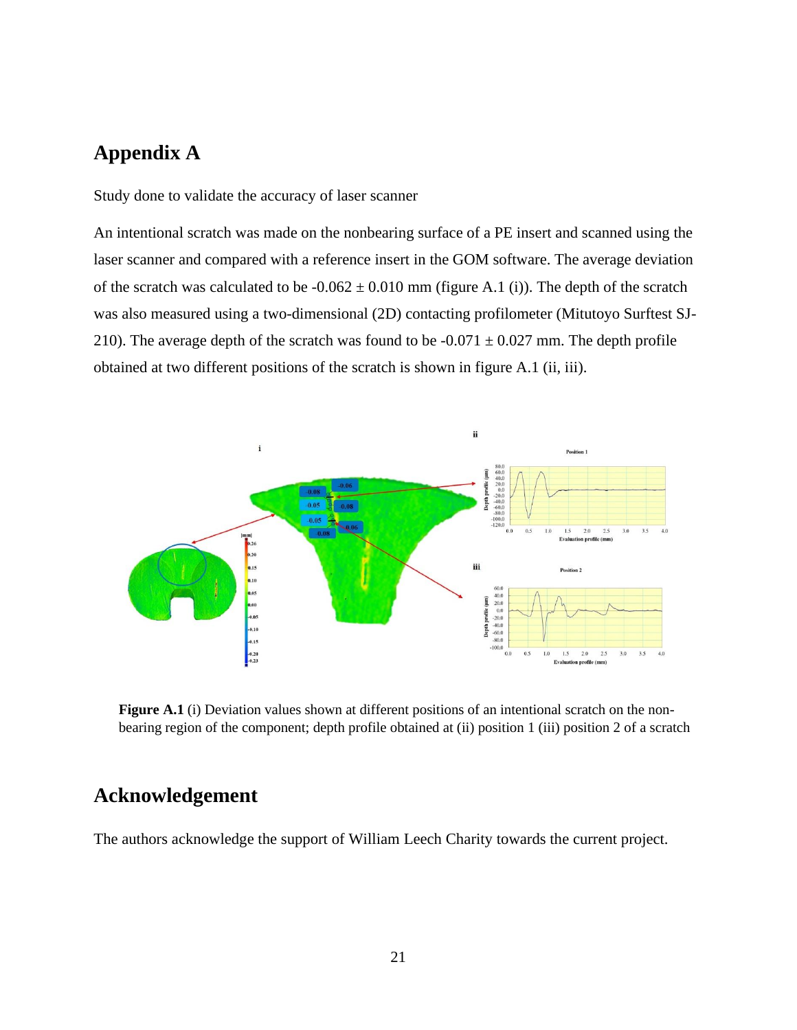# Appendix A

Study done to validate the accuracy of laser scanner

An intentional scratch was made on the nonbearing surface of a PE insert and scanned using the laser scanner and compared with a reference insert in the GOM software. The average deviation of the scratch was calculated to be -0.062 ± 0.010 mm (figure A.1 (i)). The depth of the scratch was also measured using a two-dimensional (2D) contacting profilometer (Mitutoyo Surftest SJ-210). The average depth of the scratch was found to be -0.071 ± 0.027 mm. The depth profile obtained at two different positions of the scratch is shown in figure A.1 (ii, iii).

i

[mm]
0.26
0.20
0.15
0.10
0.05
0.00
-0.05
-0.10
-0.15
-0.20
-0.23

-0.06
-0.08
-0.05
-0.08
-0.05
-0.06
-0.08

ii

Position 1

Depth profile (µm)
80.0
60.0
40.0
20.0
0.0
-20.0
-40.0
-60.0
-80.0
-100.0
-120.0

0.0 0.5 1.0 1.5 2.0 2.5 3.0 3.5 4.0
Evaluation profile (mm)

iii

Position 2

Depth profile (µm)
60.0
40.0
20.0
0.0
-20.0
-40.0
-60.0
-80.0
-100.0

0.0 0.5 1.0 1.5 2.0 2.5 3.0 3.5 4.0
Evaluation profile (mm)

**Figure A.1** (i) Deviation values shown at different positions of an intentional scratch on the non-bearing region of the component; depth profile obtained at (ii) position 1 (iii) position 2 of a scratch

# Acknowledgement

The authors acknowledge the support of William Leech Charity towards the current project.